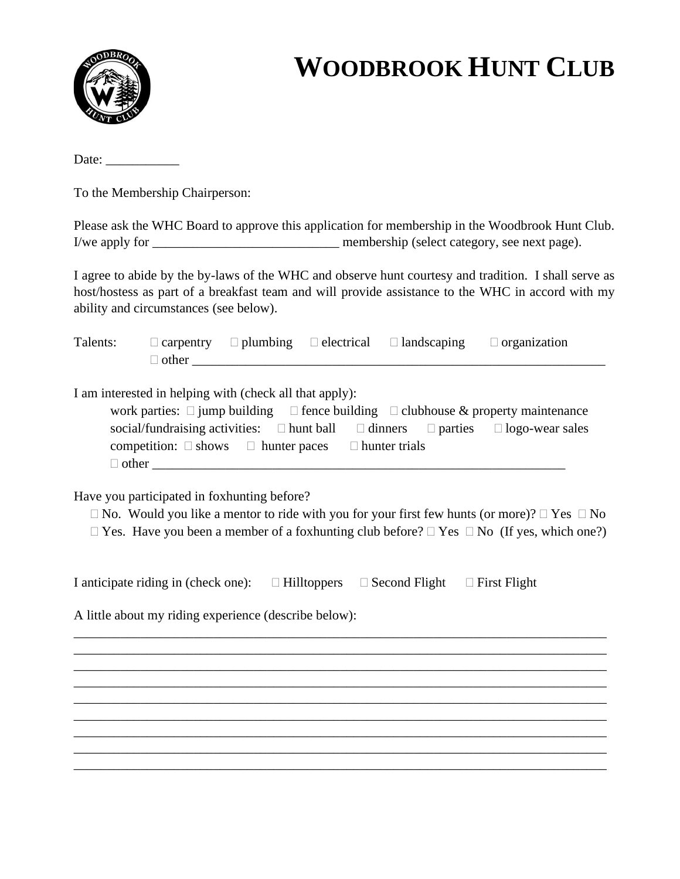# WOODBROOK HUNT CLUB

Date: ___________

To the Membership Chairperson:

Please ask the WHC Board to approve this application for membership in the Woodbrook Hunt Club. I/we apply for ____________________________ membership (select category, see next page).

I agree to abide by the by-laws of the WHC and observe hunt courtesy and tradition. I shall serve as host/hostess as part of a breakfast team and will provide assistance to the WHC in accord with my ability and circumstances (see below).

Talents: ☐ carpentry ☐ plumbing ☐ electrical ☐ landscaping ☐ organization
☐ other _________________________________________________________________

I am interested in helping with (check all that apply):

work parties: ☐ jump building ☐ fence building ☐ clubhouse & property maintenance
social/fundraising activities: ☐ hunt ball ☐ dinners ☐ parties ☐ logo-wear sales
competition: ☐ shows ☐ hunter paces ☐ hunter trials
☐ other _________________________________________________________________

Have you participated in foxhunting before?

☐ No. Would you like a mentor to ride with you for your first few hunts (or more)? ☐ Yes ☐ No
☐ Yes. Have you been a member of a foxhunting club before? ☐ Yes ☐ No (If yes, which one?)

I anticipate riding in (check one): ☐ Hilltoppers ☐ Second Flight ☐ First Flight

A little about my riding experience (describe below):

_______________________________________________________________________________
_______________________________________________________________________________
_______________________________________________________________________________
_______________________________________________________________________________
_______________________________________________________________________________
_______________________________________________________________________________
_______________________________________________________________________________
_______________________________________________________________________________
_______________________________________________________________________________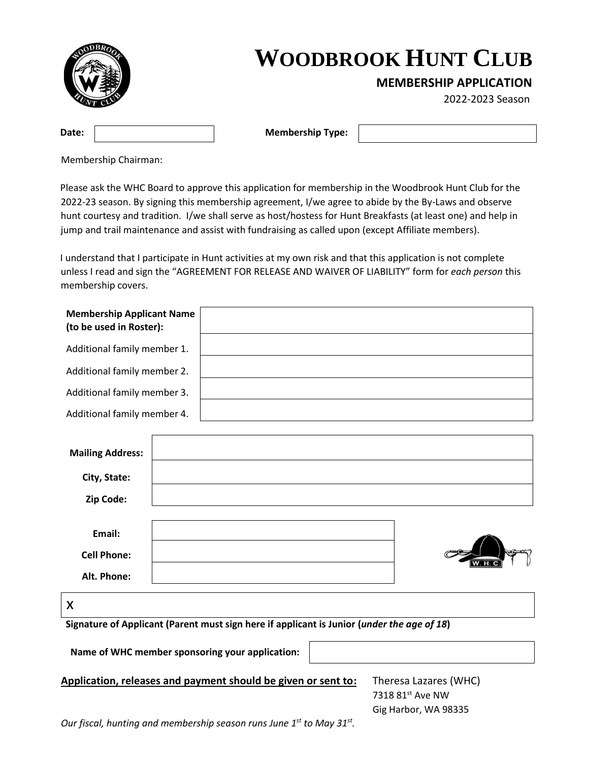# WOODBROOK HUNT CLUB

## MEMBERSHIP APPLICATION

2022-2023 Season

| **Date:** | | **Membership Type:** | |
|---|---|---|---|

Membership Chairman:

Please ask the WHC Board to approve this application for membership in the Woodbrook Hunt Club for the 2022-23 season. By signing this membership agreement, I/we agree to abide by the By-Laws and observe hunt courtesy and tradition. I/we shall serve as host/hostess for Hunt Breakfasts (at least one) and help in jump and trail maintenance and assist with fundraising as called upon (except Affiliate members).

I understand that I participate in Hunt activities at my own risk and that this application is not complete unless I read and sign the "AGREEMENT FOR RELEASE AND WAIVER OF LIABILITY" form for *each person* this membership covers.

| | |
|---|---|
| **Membership Applicant Name (to be used in Roster):** | |
| Additional family member 1. | |
| Additional family member 2. | |
| Additional family member 3. | |
| Additional family member 4. | |

| | |
|---|---|
| **Mailing Address:** | |
| **City, State:** | |
| **Zip Code:** | |

| | |
|---|---|
| **Email:** | |
| **Cell Phone:** | |
| **Alt. Phone:** | |

X

**Signature of Applicant (Parent must sign here if applicant is Junior (*under the age of 18*)**

**Name of WHC member sponsoring your application:**

**Application, releases and payment should be given or sent to:** Theresa Lazares (WHC)
7318 81st Ave NW
Gig Harbor, WA 98335

*Our fiscal, hunting and membership season runs June 1st to May 31st.*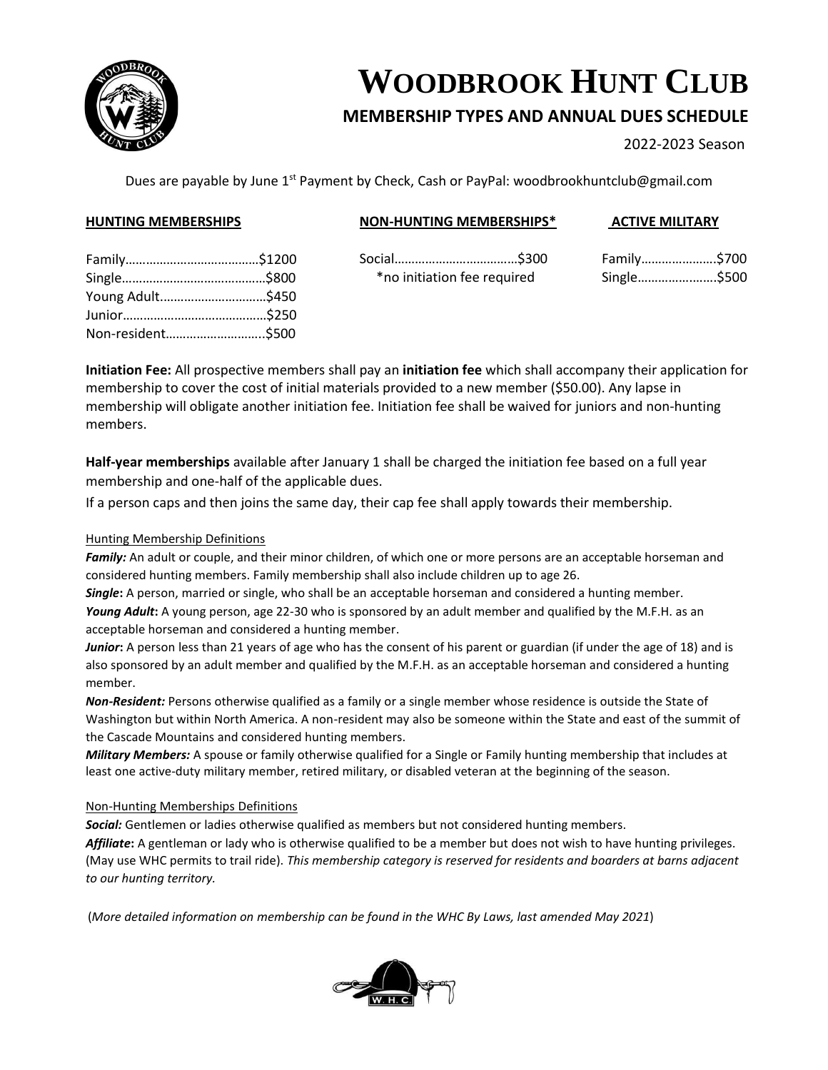# WOODBROOK HUNT CLUB

## MEMBERSHIP TYPES AND ANNUAL DUES SCHEDULE

2022-2023 Season

Dues are payable by June 1st Payment by Check, Cash or PayPal: woodbrookhuntclub@gmail.com

**HUNTING MEMBERSHIPS**

Family……………………………….$1200
Single…………………………………..$800
Young Adult…………………………$450
Junior…………………………………..$250
Non-resident………………………..$500

**NON-HUNTING MEMBERSHIPS***

Social……………………………….$300
*no initiation fee required

**ACTIVE MILITARY**

Family………………….$700
Single…………………..$500

**Initiation Fee:** All prospective members shall pay an **initiation fee** which shall accompany their application for membership to cover the cost of initial materials provided to a new member ($50.00). Any lapse in membership will obligate another initiation fee. Initiation fee shall be waived for juniors and non-hunting members.

**Half-year memberships** available after January 1 shall be charged the initiation fee based on a full year membership and one-half of the applicable dues.

If a person caps and then joins the same day, their cap fee shall apply towards their membership.

Hunting Membership Definitions

***Family:*** An adult or couple, and their minor children, of which one or more persons are an acceptable horseman and considered hunting members. Family membership shall also include children up to age 26.

***Single*:** A person, married or single, who shall be an acceptable horseman and considered a hunting member.

***Young Adult*:** A young person, age 22-30 who is sponsored by an adult member and qualified by the M.F.H. as an acceptable horseman and considered a hunting member.

***Junior*:** A person less than 21 years of age who has the consent of his parent or guardian (if under the age of 18) and is also sponsored by an adult member and qualified by the M.F.H. as an acceptable horseman and considered a hunting member.

***Non-Resident:*** Persons otherwise qualified as a family or a single member whose residence is outside the State of Washington but within North America. A non-resident may also be someone within the State and east of the summit of the Cascade Mountains and considered hunting members.

***Military Members:*** A spouse or family otherwise qualified for a Single or Family hunting membership that includes at least one active-duty military member, retired military, or disabled veteran at the beginning of the season.

Non-Hunting Memberships Definitions

***Social:*** Gentlemen or ladies otherwise qualified as members but not considered hunting members.

***Affiliate*:** A gentleman or lady who is otherwise qualified to be a member but does not wish to have hunting privileges. (May use WHC permits to trail ride). *This membership category is reserved for residents and boarders at barns adjacent to our hunting territory.*

(*More detailed information on membership can be found in the WHC By Laws, last amended May 2021*)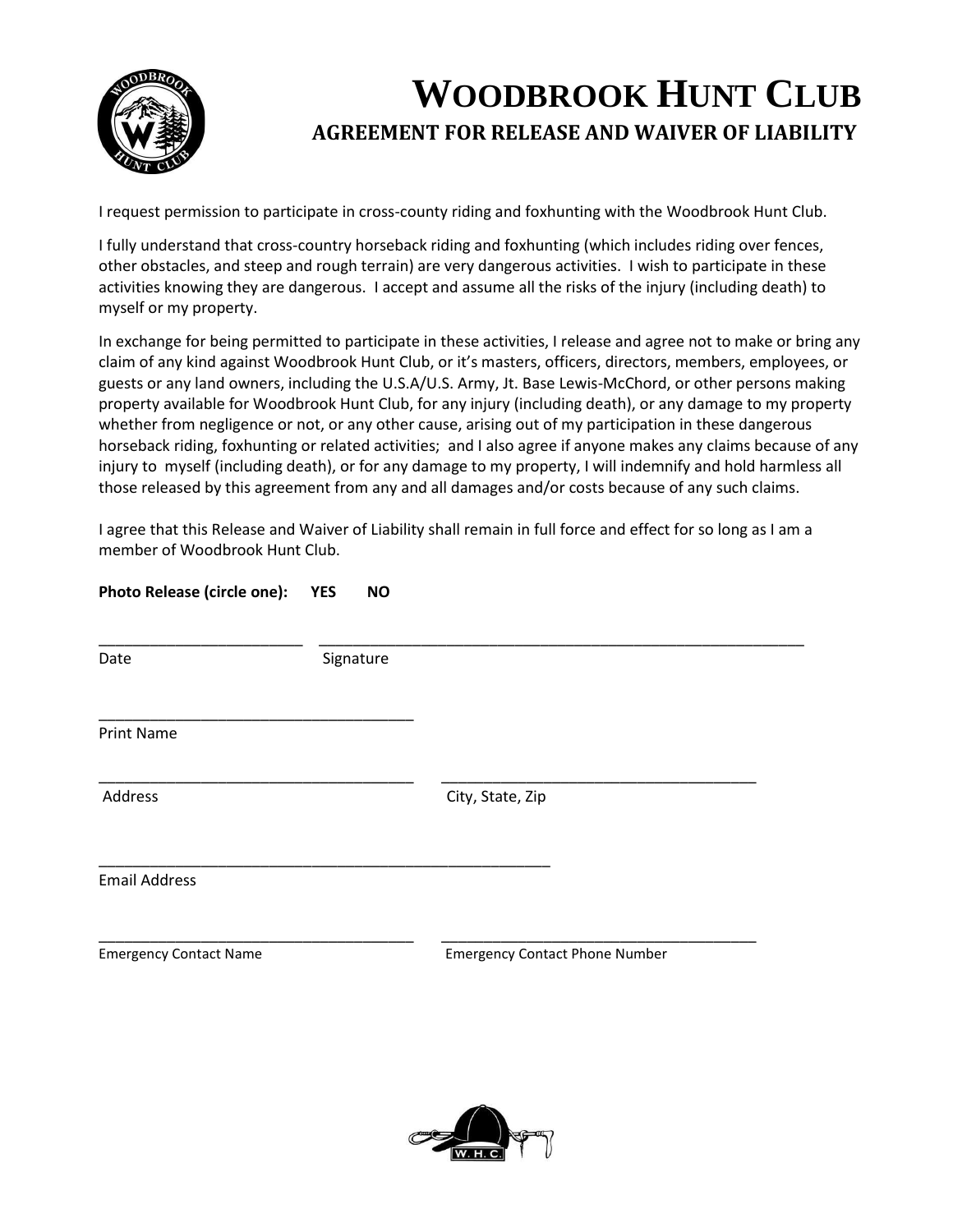# WOODBROOK HUNT CLUB

## AGREEMENT FOR RELEASE AND WAIVER OF LIABILITY

I request permission to participate in cross-county riding and foxhunting with the Woodbrook Hunt Club.

I fully understand that cross-country horseback riding and foxhunting (which includes riding over fences, other obstacles, and steep and rough terrain) are very dangerous activities. I wish to participate in these activities knowing they are dangerous. I accept and assume all the risks of the injury (including death) to myself or my property.

In exchange for being permitted to participate in these activities, I release and agree not to make or bring any claim of any kind against Woodbrook Hunt Club, or it's masters, officers, directors, members, employees, or guests or any land owners, including the U.S.A/U.S. Army, Jt. Base Lewis-McChord, or other persons making property available for Woodbrook Hunt Club, for any injury (including death), or any damage to my property whether from negligence or not, or any other cause, arising out of my participation in these dangerous horseback riding, foxhunting or related activities; and I also agree if anyone makes any claims because of any injury to myself (including death), or for any damage to my property, I will indemnify and hold harmless all those released by this agreement from any and all damages and/or costs because of any such claims.

I agree that this Release and Waiver of Liability shall remain in full force and effect for so long as I am a member of Woodbrook Hunt Club.

**Photo Release (circle one): YES NO**

________________________ ____________________________________________________________
Date Signature

_____________________________________
Print Name

_____________________________________ _____________________________________
Address City, State, Zip

_____________________________________________________
Email Address

_____________________________________ _____________________________________
Emergency Contact Name Emergency Contact Phone Number

W. H. C.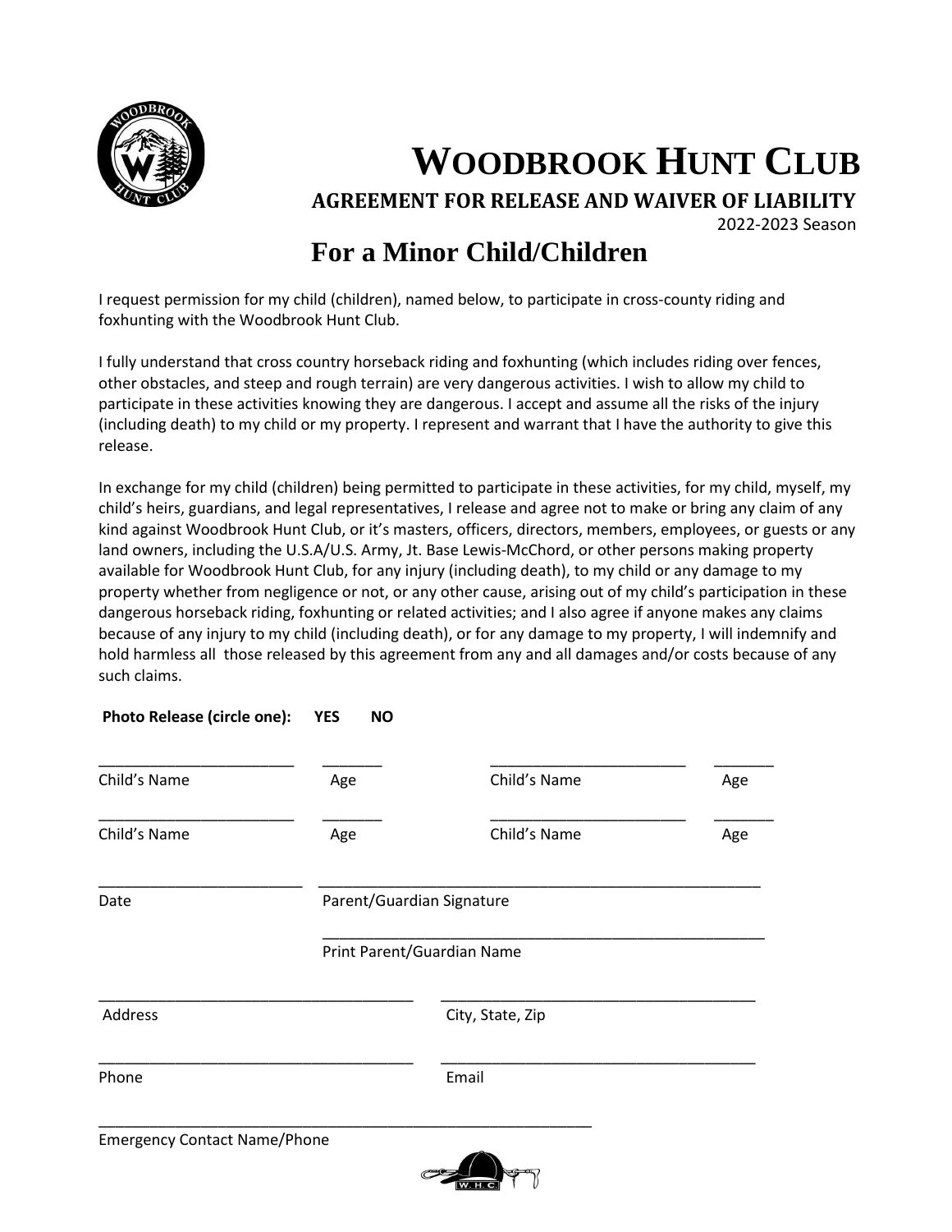# WOODBROOK HUNT CLUB

## AGREEMENT FOR RELEASE AND WAIVER OF LIABILITY

2022-2023 Season

## For a Minor Child/Children

I request permission for my child (children), named below, to participate in cross-county riding and foxhunting with the Woodbrook Hunt Club.

I fully understand that cross country horseback riding and foxhunting (which includes riding over fences, other obstacles, and steep and rough terrain) are very dangerous activities. I wish to allow my child to participate in these activities knowing they are dangerous. I accept and assume all the risks of the injury (including death) to my child or my property. I represent and warrant that I have the authority to give this release.

In exchange for my child (children) being permitted to participate in these activities, for my child, myself, my child's heirs, guardians, and legal representatives, I release and agree not to make or bring any claim of any kind against Woodbrook Hunt Club, or it's masters, officers, directors, members, employees, or guests or any land owners, including the U.S.A/U.S. Army, Jt. Base Lewis-McChord, or other persons making property available for Woodbrook Hunt Club, for any injury (including death), to my child or any damage to my property whether from negligence or not, or any other cause, arising out of my child's participation in these dangerous horseback riding, foxhunting or related activities; and I also agree if anyone makes any claims because of any injury to my child (including death), or for any damage to my property, I will indemnify and hold harmless all those released by this agreement from any and all damages and/or costs because of any such claims.

**Photo Release (circle one): YES NO**

________________________ _______ ________________________ _______
Child's Name Age Child's Name Age

________________________ _______ ________________________ _______
Child's Name Age Child's Name Age

________________________ ________________________________________________________
Date Parent/Guardian Signature

________________________________________________________
Print Parent/Guardian Name

______________________________________ ______________________________________
Address City, State, Zip

______________________________________ ______________________________________
Phone Email

____________________________________________________________
Emergency Contact Name/Phone